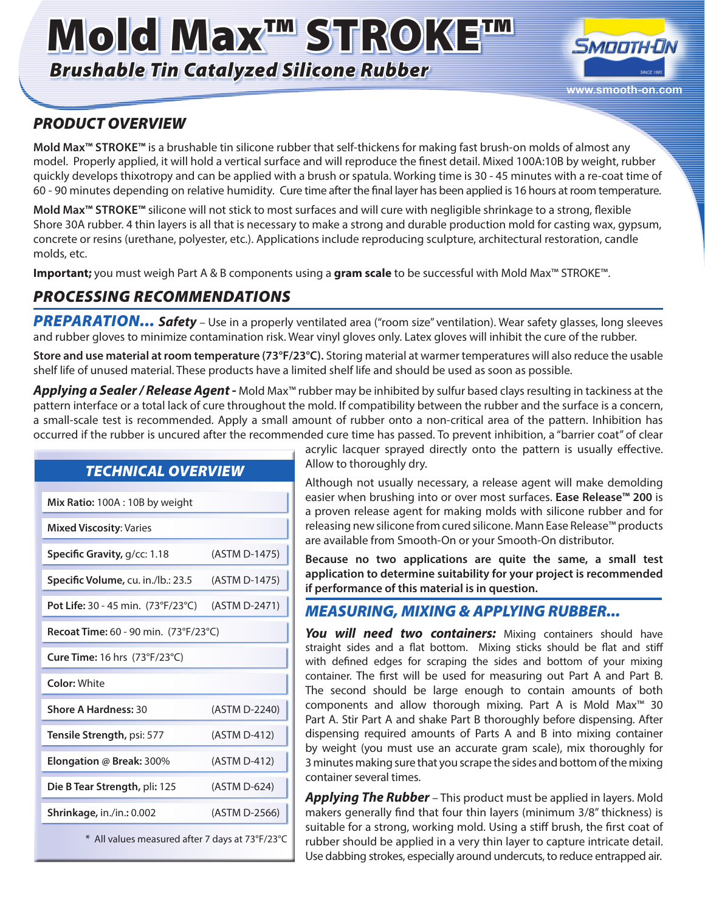# Mold Max™ STROKE™

## *Brushable Tin Catalyzed Silicone Rubber*

## *PRODUCT OVERVIEW*

**Mold Max™ STROKE™** is a brushable tin silicone rubber that self-thickens for making fast brush-on molds of almost any model. Properly applied, it will hold a vertical surface and will reproduce the finest detail. Mixed 100A:10B by weight, rubber quickly develops thixotropy and can be applied with a brush or spatula. Working time is 30 - 45 minutes with a re-coat time of 60 - 90 minutes depending on relative humidity. Cure time after the final layer has been applied is 16 hours at room temperature.

**Mold Max™ STROKE™** silicone will not stick to most surfaces and will cure with negligible shrinkage to a strong, flexible Shore 30A rubber. 4 thin layers is all that is necessary to make a strong and durable production mold for casting wax, gypsum, concrete or resins (urethane, polyester, etc.). Applications include reproducing sculpture, architectural restoration, candle molds, etc.

**Important;** you must weigh Part A & B components using a **gram scale** to be successful with Mold Max™ STROKE™.

## *PROCESSING RECOMMENDATIONS*

***PREPARATION... Safety*** – Use in a properly ventilated area ("room size" ventilation). Wear safety glasses, long sleeves and rubber gloves to minimize contamination risk. Wear vinyl gloves only. Latex gloves will inhibit the cure of the rubber.

**Store and use material at room temperature (73°F/23°C).** Storing material at warmer temperatures will also reduce the usable shelf life of unused material. These products have a limited shelf life and should be used as soon as possible.

***Applying a Sealer / Release Agent -*** Mold Max™ rubber may be inhibited by sulfur based clays resulting in tackiness at the pattern interface or a total lack of cure throughout the mold. If compatibility between the rubber and the surface is a concern, a small-scale test is recommended. Apply a small amount of rubber onto a non-critical area of the pattern. Inhibition has occurred if the rubber is uncured after the recommended cure time has passed. To prevent inhibition, a "barrier coat" of clear acrylic lacquer sprayed directly onto the pattern is usually effective. Allow to thoroughly dry.

Although not usually necessary, a release agent will make demolding easier when brushing into or over most surfaces. **Ease Release™ 200** is a proven release agent for making molds with silicone rubber and for releasing new silicone from cured silicone. Mann Ease Release™ products are available from Smooth-On or your Smooth-On distributor.

**Because no two applications are quite the same, a small test application to determine suitability for your project is recommended if performance of this material is in question.**

### *TECHNICAL OVERVIEW*

| Property | Test Method |
|---|---|
| **Mix Ratio:** 100A : 10B by weight | |
| **Mixed Viscosity**: Varies | |
| **Specific Gravity,** g/cc: 1.18 | (ASTM D-1475) |
| **Specific Volume,** cu. in./lb.: 23.5 | (ASTM D-1475) |
| **Pot Life:** 30 - 45 min. (73°F/23°C) | (ASTM D-2471) |
| **Recoat Time:** 60 - 90 min. (73°F/23°C) | |
| **Cure Time:** 16 hrs (73°F/23°C) | |
| **Color:** White | |
| **Shore A Hardness:** 30 | (ASTM D-2240) |
| **Tensile Strength,** psi: 577 | (ASTM D-412) |
| **Elongation @ Break:** 300% | (ASTM D-412) |
| **Die B Tear Strength,** pli: 125 | (ASTM D-624) |
| **Shrinkage,** in./in.: 0.002 | (ASTM D-2566) |

\* All values measured after 7 days at 73°F/23°C

## *MEASURING, MIXING & APPLYING RUBBER...*

***You will need two containers:*** Mixing containers should have straight sides and a flat bottom. Mixing sticks should be flat and stiff with defined edges for scraping the sides and bottom of your mixing container. The first will be used for measuring out Part A and Part B. The second should be large enough to contain amounts of both components and allow thorough mixing. Part A is Mold Max™ 30 Part A. Stir Part A and shake Part B thoroughly before dispensing. After dispensing required amounts of Parts A and B into mixing container by weight (you must use an accurate gram scale), mix thoroughly for 3 minutes making sure that you scrape the sides and bottom of the mixing container several times.

***Applying The Rubber*** – This product must be applied in layers. Mold makers generally find that four thin layers (minimum 3/8" thickness) is suitable for a strong, working mold. Using a stiff brush, the first coat of rubber should be applied in a very thin layer to capture intricate detail. Use dabbing strokes, especially around undercuts, to reduce entrapped air.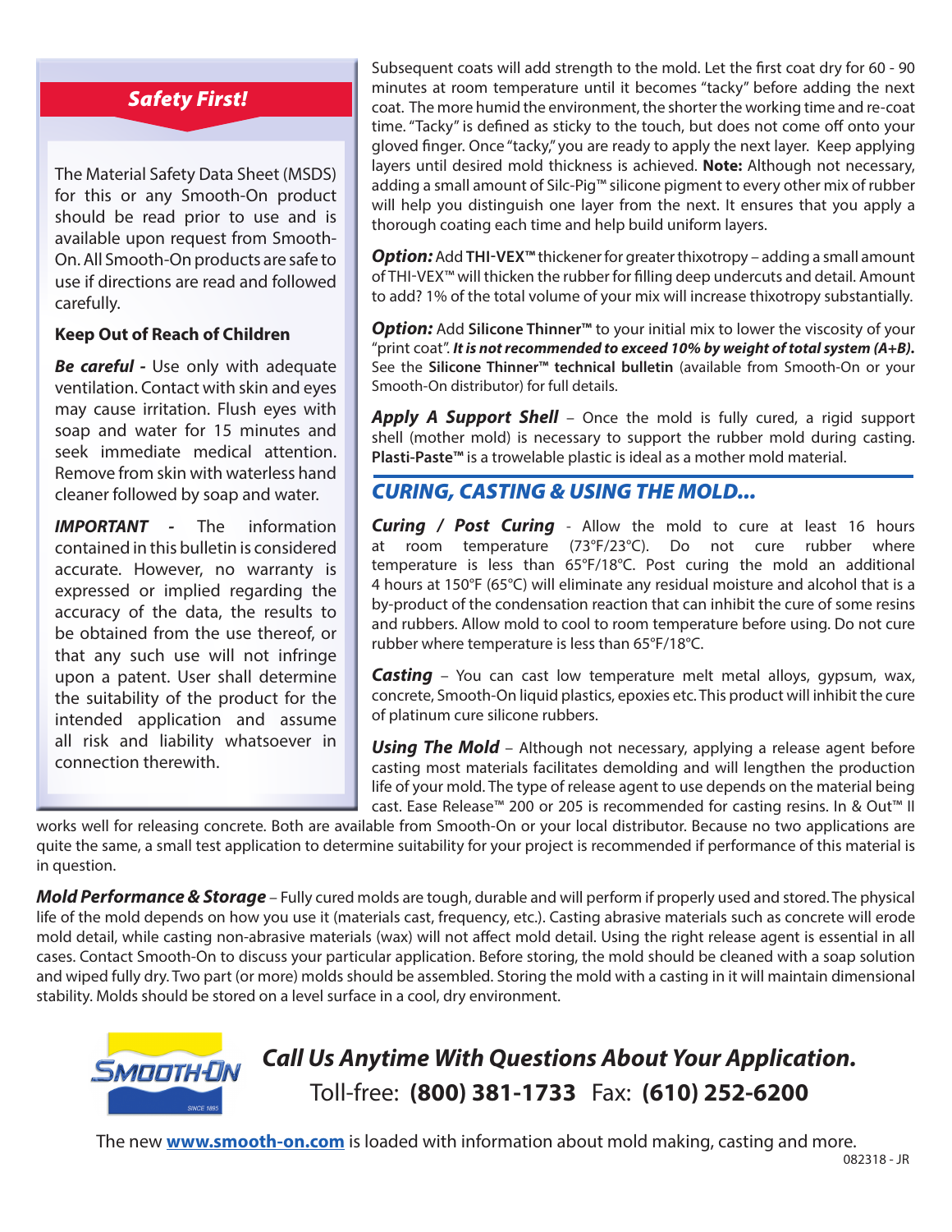## Safety First!

The Material Safety Data Sheet (MSDS) for this or any Smooth-On product should be read prior to use and is available upon request from Smooth-On. All Smooth-On products are safe to use if directions are read and followed carefully.

**Keep Out of Reach of Children**

***Be careful -*** Use only with adequate ventilation. Contact with skin and eyes may cause irritation. Flush eyes with soap and water for 15 minutes and seek immediate medical attention. Remove from skin with waterless hand cleaner followed by soap and water.

***IMPORTANT -*** The information contained in this bulletin is considered accurate. However, no warranty is expressed or implied regarding the accuracy of the data, the results to be obtained from the use thereof, or that any such use will not infringe upon a patent. User shall determine the suitability of the product for the intended application and assume all risk and liability whatsoever in connection therewith.

Subsequent coats will add strength to the mold. Let the first coat dry for 60 - 90 minutes at room temperature until it becomes "tacky" before adding the next coat. The more humid the environment, the shorter the working time and re-coat time. "Tacky" is defined as sticky to the touch, but does not come off onto your gloved finger. Once "tacky," you are ready to apply the next layer. Keep applying layers until desired mold thickness is achieved. **Note:** Although not necessary, adding a small amount of Silc-Pig™ silicone pigment to every other mix of rubber will help you distinguish one layer from the next. It ensures that you apply a thorough coating each time and help build uniform layers.

***Option:*** Add **THI-VEX™** thickener for greater thixotropy – adding a small amount of THI-VEX™ will thicken the rubber for filling deep undercuts and detail. Amount to add? 1% of the total volume of your mix will increase thixotropy substantially.

***Option:*** Add **Silicone Thinner™** to your initial mix to lower the viscosity of your "print coat". ***It is not recommended to exceed 10% by weight of total system (A+B).*** See the **Silicone Thinner™ technical bulletin** (available from Smooth-On or your Smooth-On distributor) for full details.

***Apply A Support Shell*** – Once the mold is fully cured, a rigid support shell (mother mold) is necessary to support the rubber mold during casting. **Plasti-Paste™** is a trowelable plastic is ideal as a mother mold material.

## CURING, CASTING & USING THE MOLD...

***Curing / Post Curing*** - Allow the mold to cure at least 16 hours at room temperature (73°F/23°C). Do not cure rubber where temperature is less than 65°F/18°C. Post curing the mold an additional 4 hours at 150°F (65°C) will eliminate any residual moisture and alcohol that is a by-product of the condensation reaction that can inhibit the cure of some resins and rubbers. Allow mold to cool to room temperature before using. Do not cure rubber where temperature is less than 65°F/18°C.

***Casting*** – You can cast low temperature melt metal alloys, gypsum, wax, concrete, Smooth-On liquid plastics, epoxies etc. This product will inhibit the cure of platinum cure silicone rubbers.

***Using The Mold*** – Although not necessary, applying a release agent before casting most materials facilitates demolding and will lengthen the production life of your mold. The type of release agent to use depends on the material being cast. Ease Release™ 200 or 205 is recommended for casting resins. In & Out™ II works well for releasing concrete. Both are available from Smooth-On or your local distributor. Because no two applications are quite the same, a small test application to determine suitability for your project is recommended if performance of this material is in question.

***Mold Performance & Storage*** – Fully cured molds are tough, durable and will perform if properly used and stored. The physical life of the mold depends on how you use it (materials cast, frequency, etc.). Casting abrasive materials such as concrete will erode mold detail, while casting non-abrasive materials (wax) will not affect mold detail. Using the right release agent is essential in all cases. Contact Smooth-On to discuss your particular application. Before storing, the mold should be cleaned with a soap solution and wiped fully dry. Two part (or more) molds should be assembled. Storing the mold with a casting in it will maintain dimensional stability. Molds should be stored on a level surface in a cool, dry environment.

SMOOTH-ON
SINCE 1895

***Call Us Anytime With Questions About Your Application.***

Toll-free: **(800) 381-1733** Fax: **(610) 252-6200**

The new **www.smooth-on.com** is loaded with information about mold making, casting and more.

082318 - JR